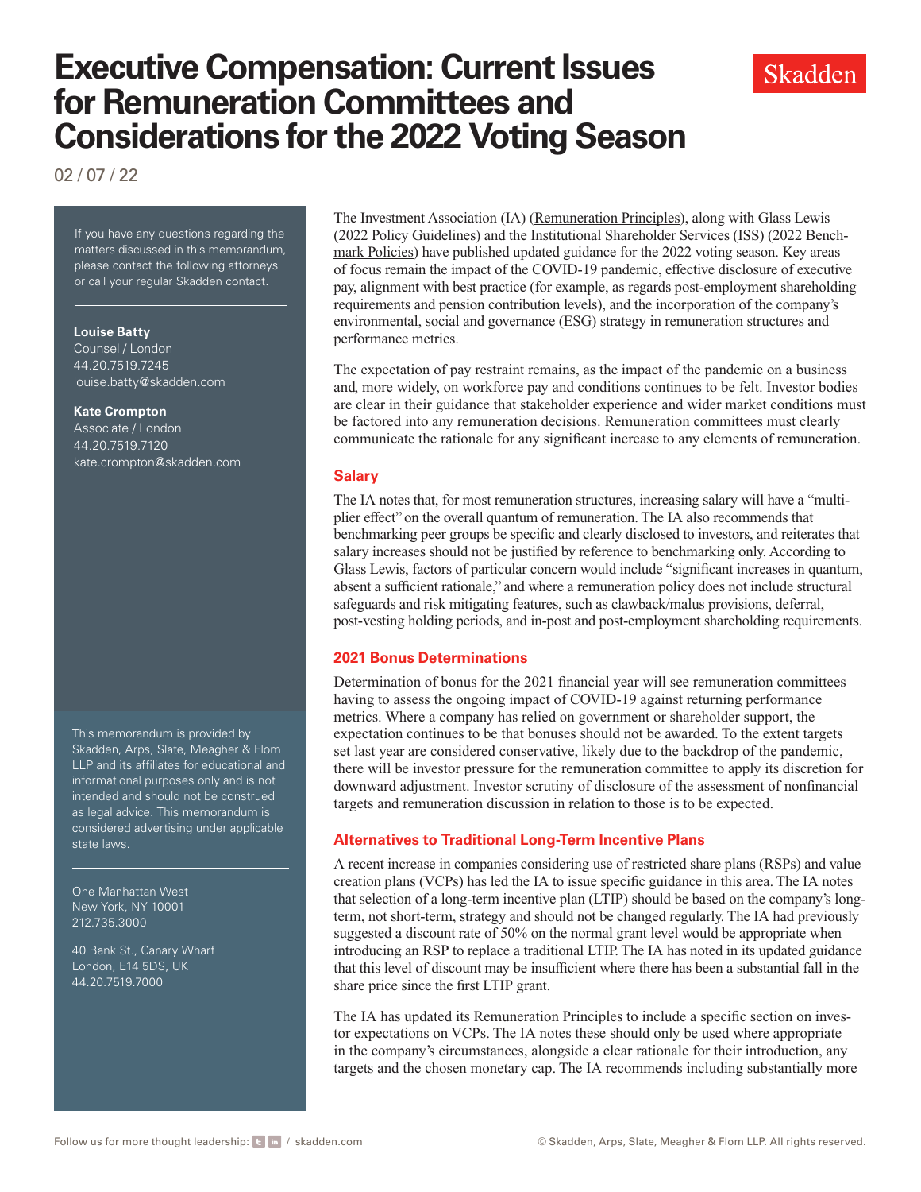# Executive Compensation: Current Issues for Remuneration Committees and Considerations for the 2022 Voting Season

02 / 07 / 22

If you have any questions regarding the matters discussed in this memorandum, please contact the following attorneys or call your regular Skadden contact.

**Louise Batty**
Counsel / London
44.20.7519.7245
louise.batty@skadden.com

**Kate Crompton**
Associate / London
44.20.7519.7120
kate.crompton@skadden.com

This memorandum is provided by Skadden, Arps, Slate, Meagher & Flom LLP and its affiliates for educational and informational purposes only and is not intended and should not be construed as legal advice. This memorandum is considered advertising under applicable state laws.

One Manhattan West
New York, NY 10001
212.735.3000

40 Bank St., Canary Wharf
London, E14 5DS, UK
44.20.7519.7000

The Investment Association (IA) (Remuneration Principles), along with Glass Lewis (2022 Policy Guidelines) and the Institutional Shareholder Services (ISS) (2022 Benchmark Policies) have published updated guidance for the 2022 voting season. Key areas of focus remain the impact of the COVID-19 pandemic, effective disclosure of executive pay, alignment with best practice (for example, as regards post-employment shareholding requirements and pension contribution levels), and the incorporation of the company's environmental, social and governance (ESG) strategy in remuneration structures and performance metrics.

The expectation of pay restraint remains, as the impact of the pandemic on a business and, more widely, on workforce pay and conditions continues to be felt. Investor bodies are clear in their guidance that stakeholder experience and wider market conditions must be factored into any remuneration decisions. Remuneration committees must clearly communicate the rationale for any significant increase to any elements of remuneration.

## Salary

The IA notes that, for most remuneration structures, increasing salary will have a "multiplier effect" on the overall quantum of remuneration. The IA also recommends that benchmarking peer groups be specific and clearly disclosed to investors, and reiterates that salary increases should not be justified by reference to benchmarking only. According to Glass Lewis, factors of particular concern would include "significant increases in quantum, absent a sufficient rationale," and where a remuneration policy does not include structural safeguards and risk mitigating features, such as clawback/malus provisions, deferral, post-vesting holding periods, and in-post and post-employment shareholding requirements.

## 2021 Bonus Determinations

Determination of bonus for the 2021 financial year will see remuneration committees having to assess the ongoing impact of COVID-19 against returning performance metrics. Where a company has relied on government or shareholder support, the expectation continues to be that bonuses should not be awarded. To the extent targets set last year are considered conservative, likely due to the backdrop of the pandemic, there will be investor pressure for the remuneration committee to apply its discretion for downward adjustment. Investor scrutiny of disclosure of the assessment of nonfinancial targets and remuneration discussion in relation to those is to be expected.

## Alternatives to Traditional Long-Term Incentive Plans

A recent increase in companies considering use of restricted share plans (RSPs) and value creation plans (VCPs) has led the IA to issue specific guidance in this area. The IA notes that selection of a long-term incentive plan (LTIP) should be based on the company's long-term, not short-term, strategy and should not be changed regularly. The IA had previously suggested a discount rate of 50% on the normal grant level would be appropriate when introducing an RSP to replace a traditional LTIP. The IA has noted in its updated guidance that this level of discount may be insufficient where there has been a substantial fall in the share price since the first LTIP grant.

The IA has updated its Remuneration Principles to include a specific section on investor expectations on VCPs. The IA notes these should only be used where appropriate in the company's circumstances, alongside a clear rationale for their introduction, any targets and the chosen monetary cap. The IA recommends including substantially more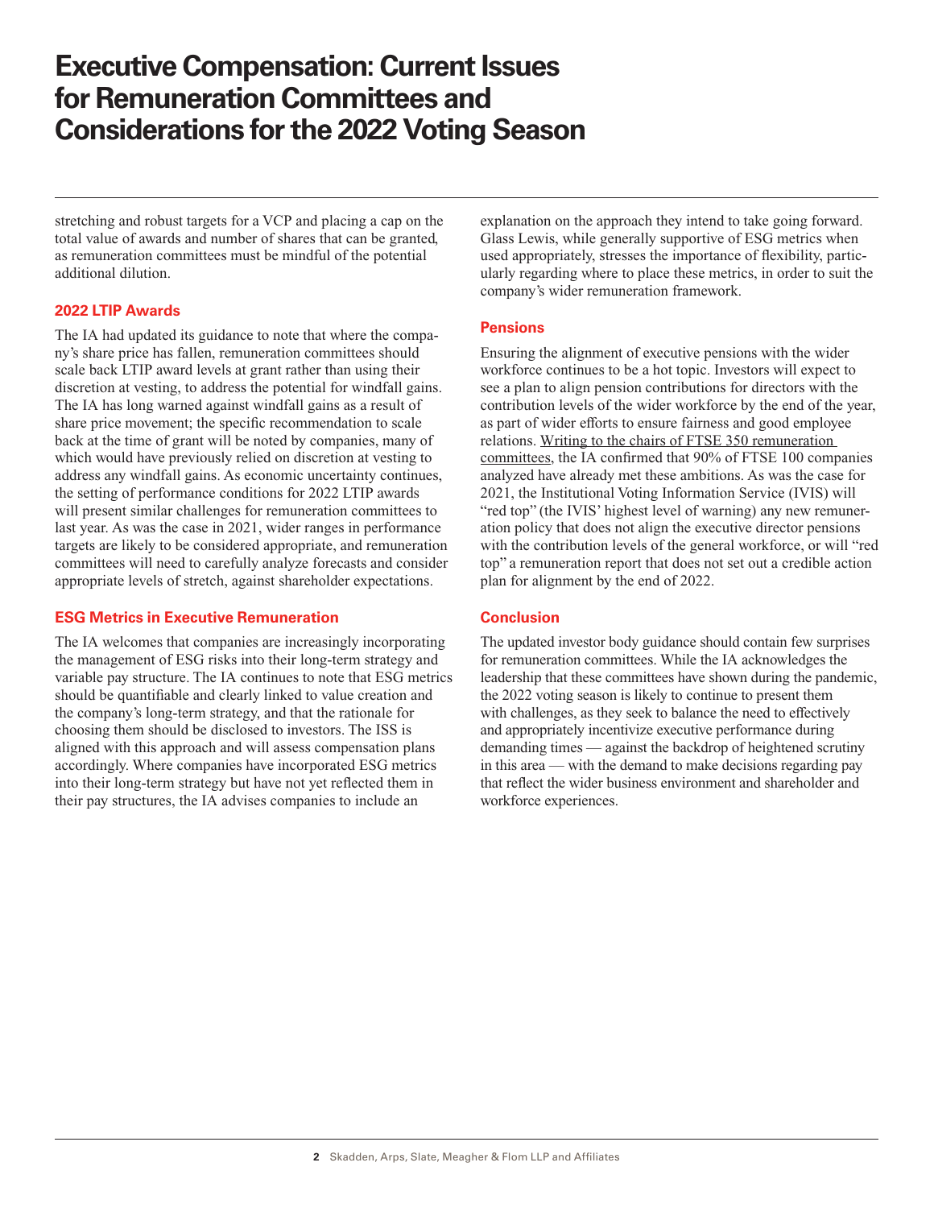# Executive Compensation: Current Issues for Remuneration Committees and Considerations for the 2022 Voting Season

stretching and robust targets for a VCP and placing a cap on the total value of awards and number of shares that can be granted, as remuneration committees must be mindful of the potential additional dilution.

### 2022 LTIP Awards

The IA had updated its guidance to note that where the company's share price has fallen, remuneration committees should scale back LTIP award levels at grant rather than using their discretion at vesting, to address the potential for windfall gains. The IA has long warned against windfall gains as a result of share price movement; the specific recommendation to scale back at the time of grant will be noted by companies, many of which would have previously relied on discretion at vesting to address any windfall gains. As economic uncertainty continues, the setting of performance conditions for 2022 LTIP awards will present similar challenges for remuneration committees to last year. As was the case in 2021, wider ranges in performance targets are likely to be considered appropriate, and remuneration committees will need to carefully analyze forecasts and consider appropriate levels of stretch, against shareholder expectations.

### ESG Metrics in Executive Remuneration

The IA welcomes that companies are increasingly incorporating the management of ESG risks into their long-term strategy and variable pay structure. The IA continues to note that ESG metrics should be quantifiable and clearly linked to value creation and the company's long-term strategy, and that the rationale for choosing them should be disclosed to investors. The ISS is aligned with this approach and will assess compensation plans accordingly. Where companies have incorporated ESG metrics into their long-term strategy but have not yet reflected them in their pay structures, the IA advises companies to include an explanation on the approach they intend to take going forward. Glass Lewis, while generally supportive of ESG metrics when used appropriately, stresses the importance of flexibility, particularly regarding where to place these metrics, in order to suit the company's wider remuneration framework.

### Pensions

Ensuring the alignment of executive pensions with the wider workforce continues to be a hot topic. Investors will expect to see a plan to align pension contributions for directors with the contribution levels of the wider workforce by the end of the year, as part of wider efforts to ensure fairness and good employee relations. Writing to the chairs of FTSE 350 remuneration committees, the IA confirmed that 90% of FTSE 100 companies analyzed have already met these ambitions. As was the case for 2021, the Institutional Voting Information Service (IVIS) will "red top" (the IVIS' highest level of warning) any new remuneration policy that does not align the executive director pensions with the contribution levels of the general workforce, or will "red top" a remuneration report that does not set out a credible action plan for alignment by the end of 2022.

### Conclusion

The updated investor body guidance should contain few surprises for remuneration committees. While the IA acknowledges the leadership that these committees have shown during the pandemic, the 2022 voting season is likely to continue to present them with challenges, as they seek to balance the need to effectively and appropriately incentivize executive performance during demanding times — against the backdrop of heightened scrutiny in this area — with the demand to make decisions regarding pay that reflect the wider business environment and shareholder and workforce experiences.